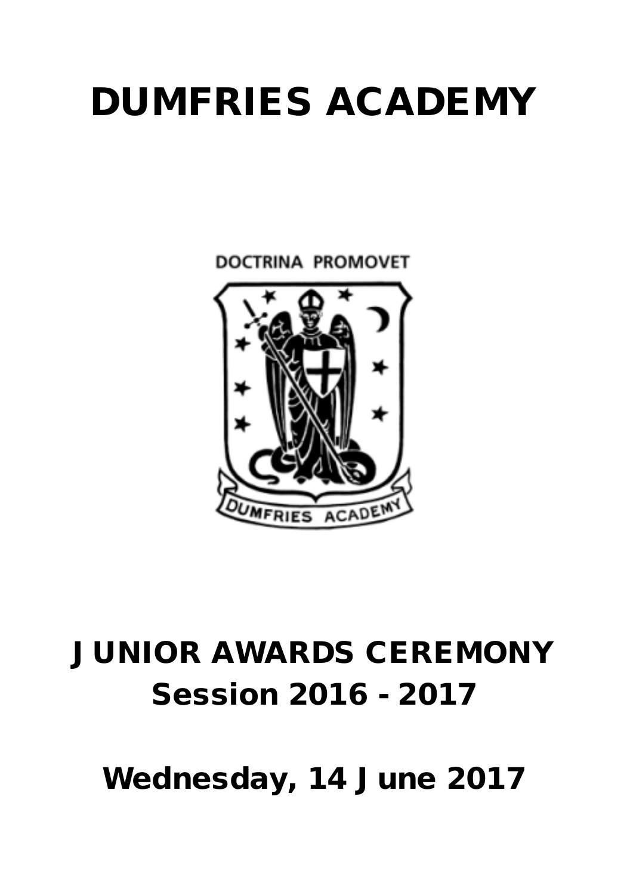# DUMFRIES ACADEMY

DOCTRINA PROMOVET

DUMFRIES ACADEMY

## JUNIOR AWARDS CEREMONY
## Session 2016 - 2017

## Wednesday, 14 June 2017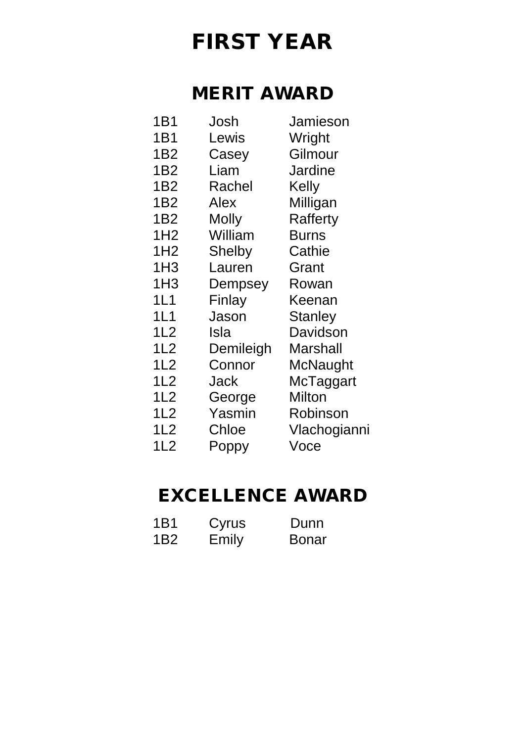# FIRST YEAR

## MERIT AWARD

| | | |
|---|---|---|
| 1B1 | Josh | Jamieson |
| 1B1 | Lewis | Wright |
| 1B2 | Casey | Gilmour |
| 1B2 | Liam | Jardine |
| 1B2 | Rachel | Kelly |
| 1B2 | Alex | Milligan |
| 1B2 | Molly | Rafferty |
| 1H2 | William | Burns |
| 1H2 | Shelby | Cathie |
| 1H3 | Lauren | Grant |
| 1H3 | Dempsey | Rowan |
| 1L1 | Finlay | Keenan |
| 1L1 | Jason | Stanley |
| 1L2 | Isla | Davidson |
| 1L2 | Demileigh | Marshall |
| 1L2 | Connor | McNaught |
| 1L2 | Jack | McTaggart |
| 1L2 | George | Milton |
| 1L2 | Yasmin | Robinson |
| 1L2 | Chloe | Vlachogianni |
| 1L2 | Poppy | Voce |

## EXCELLENCE AWARD

| | | |
|---|---|---|
| 1B1 | Cyrus | Dunn |
| 1B2 | Emily | Bonar |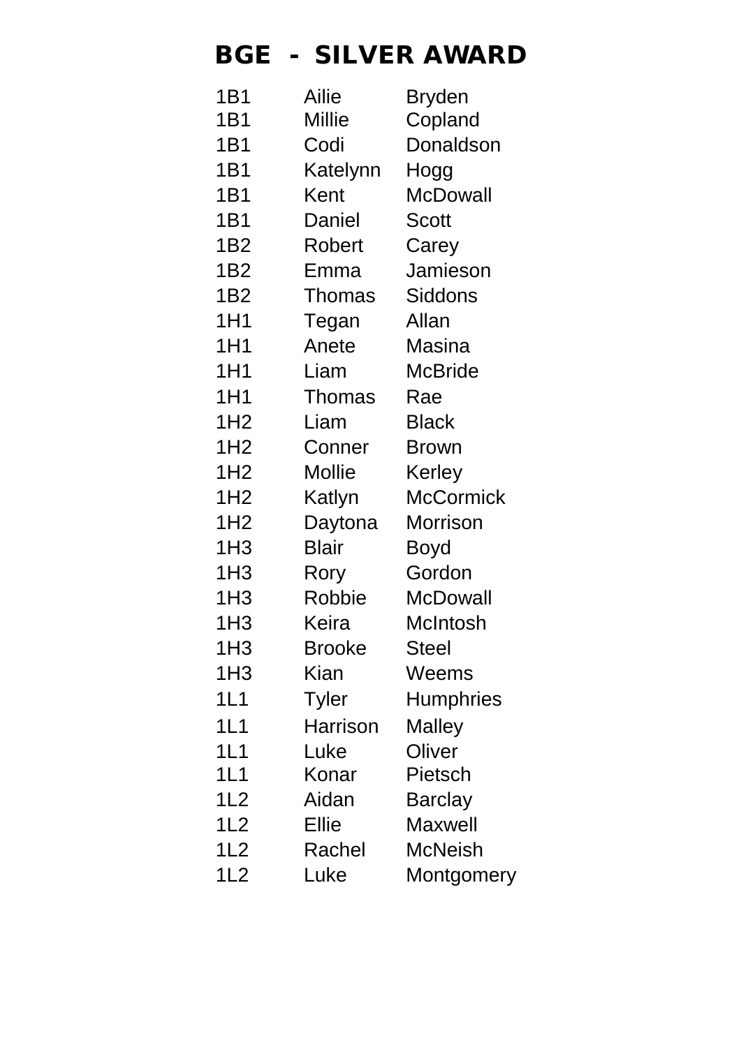# BGE - SILVER AWARD

| | | |
|---|---|---|
| 1B1 | Ailie | Bryden |
| 1B1 | Millie | Copland |
| 1B1 | Codi | Donaldson |
| 1B1 | Katelynn | Hogg |
| 1B1 | Kent | McDowall |
| 1B1 | Daniel | Scott |
| 1B2 | Robert | Carey |
| 1B2 | Emma | Jamieson |
| 1B2 | Thomas | Siddons |
| 1H1 | Tegan | Allan |
| 1H1 | Anete | Masina |
| 1H1 | Liam | McBride |
| 1H1 | Thomas | Rae |
| 1H2 | Liam | Black |
| 1H2 | Conner | Brown |
| 1H2 | Mollie | Kerley |
| 1H2 | Katlyn | McCormick |
| 1H2 | Daytona | Morrison |
| 1H3 | Blair | Boyd |
| 1H3 | Rory | Gordon |
| 1H3 | Robbie | McDowall |
| 1H3 | Keira | McIntosh |
| 1H3 | Brooke | Steel |
| 1H3 | Kian | Weems |
| 1L1 | Tyler | Humphries |
| 1L1 | Harrison | Malley |
| 1L1 | Luke | Oliver |
| 1L1 | Konar | Pietsch |
| 1L2 | Aidan | Barclay |
| 1L2 | Ellie | Maxwell |
| 1L2 | Rachel | McNeish |
| 1L2 | Luke | Montgomery |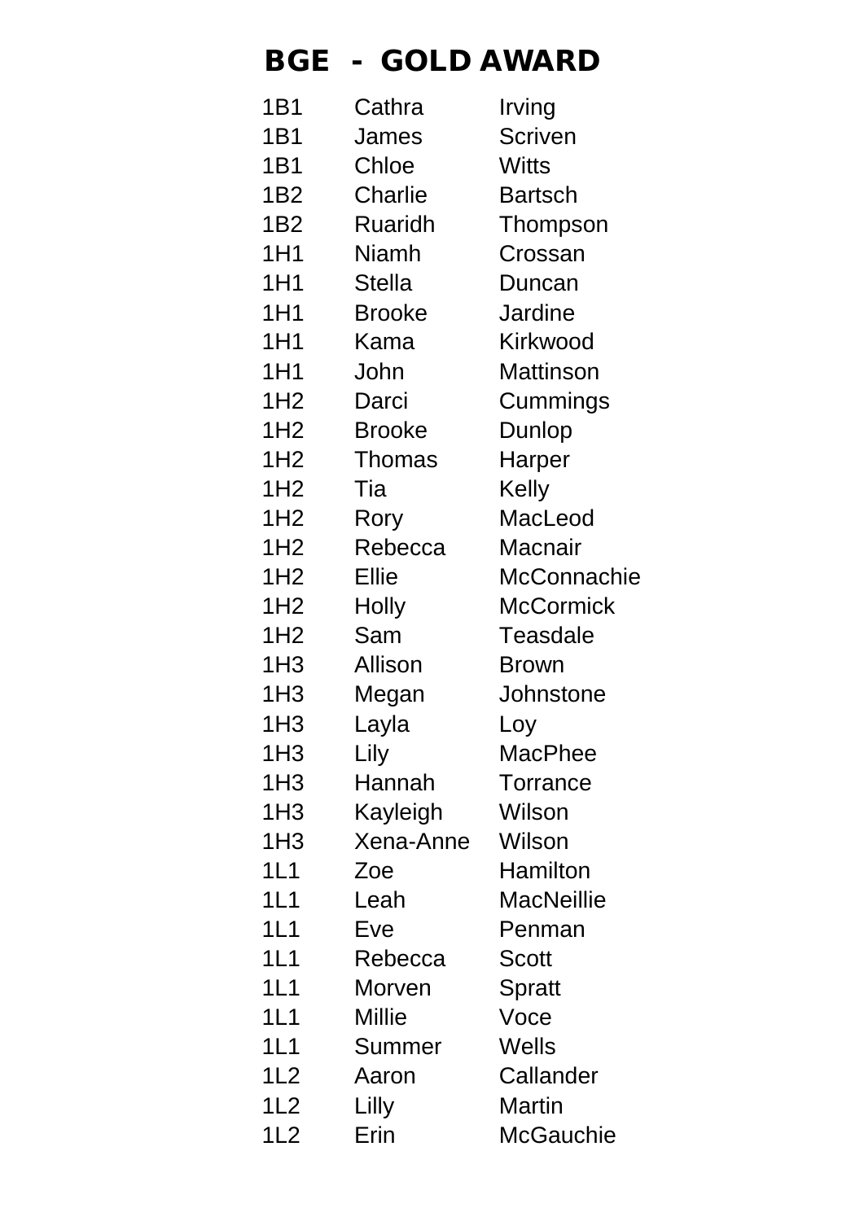# BGE - GOLD AWARD

| | | |
|---|---|---|
| 1B1 | Cathra | Irving |
| 1B1 | James | Scriven |
| 1B1 | Chloe | Witts |
| 1B2 | Charlie | Bartsch |
| 1B2 | Ruaridh | Thompson |
| 1H1 | Niamh | Crossan |
| 1H1 | Stella | Duncan |
| 1H1 | Brooke | Jardine |
| 1H1 | Kama | Kirkwood |
| 1H1 | John | Mattinson |
| 1H2 | Darci | Cummings |
| 1H2 | Brooke | Dunlop |
| 1H2 | Thomas | Harper |
| 1H2 | Tia | Kelly |
| 1H2 | Rory | MacLeod |
| 1H2 | Rebecca | Macnair |
| 1H2 | Ellie | McConnachie |
| 1H2 | Holly | McCormick |
| 1H2 | Sam | Teasdale |
| 1H3 | Allison | Brown |
| 1H3 | Megan | Johnstone |
| 1H3 | Layla | Loy |
| 1H3 | Lily | MacPhee |
| 1H3 | Hannah | Torrance |
| 1H3 | Kayleigh | Wilson |
| 1H3 | Xena-Anne | Wilson |
| 1L1 | Zoe | Hamilton |
| 1L1 | Leah | MacNeillie |
| 1L1 | Eve | Penman |
| 1L1 | Rebecca | Scott |
| 1L1 | Morven | Spratt |
| 1L1 | Millie | Voce |
| 1L1 | Summer | Wells |
| 1L2 | Aaron | Callander |
| 1L2 | Lilly | Martin |
| 1L2 | Erin | McGauchie |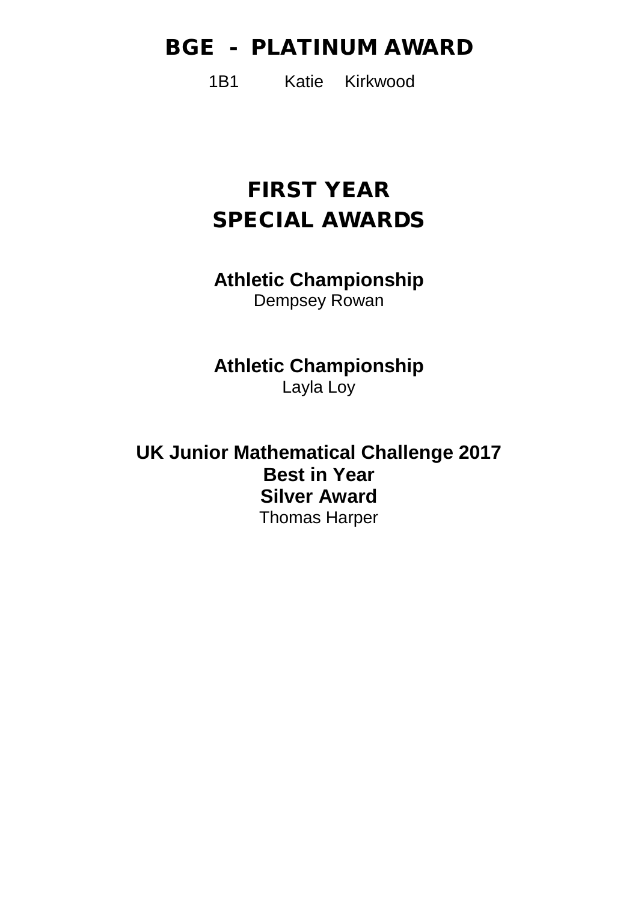## BGE - PLATINUM AWARD

1B1 Katie Kirkwood

## FIRST YEAR
## SPECIAL AWARDS

**Athletic Championship**
Dempsey Rowan

**Athletic Championship**
Layla Loy

**UK Junior Mathematical Challenge 2017**
**Best in Year**
**Silver Award**
Thomas Harper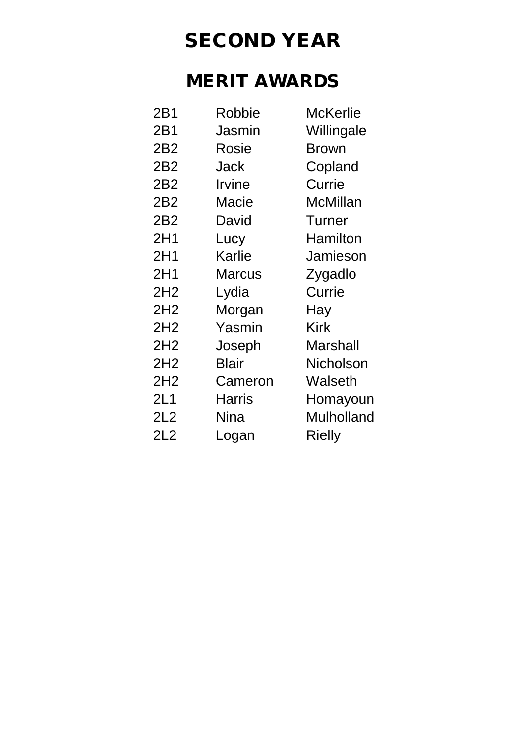# SECOND YEAR

## MERIT AWARDS

| | | |
|---|---|---|
| 2B1 | Robbie | McKerlie |
| 2B1 | Jasmin | Willingale |
| 2B2 | Rosie | Brown |
| 2B2 | Jack | Copland |
| 2B2 | Irvine | Currie |
| 2B2 | Macie | McMillan |
| 2B2 | David | Turner |
| 2H1 | Lucy | Hamilton |
| 2H1 | Karlie | Jamieson |
| 2H1 | Marcus | Zygadlo |
| 2H2 | Lydia | Currie |
| 2H2 | Morgan | Hay |
| 2H2 | Yasmin | Kirk |
| 2H2 | Joseph | Marshall |
| 2H2 | Blair | Nicholson |
| 2H2 | Cameron | Walseth |
| 2L1 | Harris | Homayoun |
| 2L2 | Nina | Mulholland |
| 2L2 | Logan | Rielly |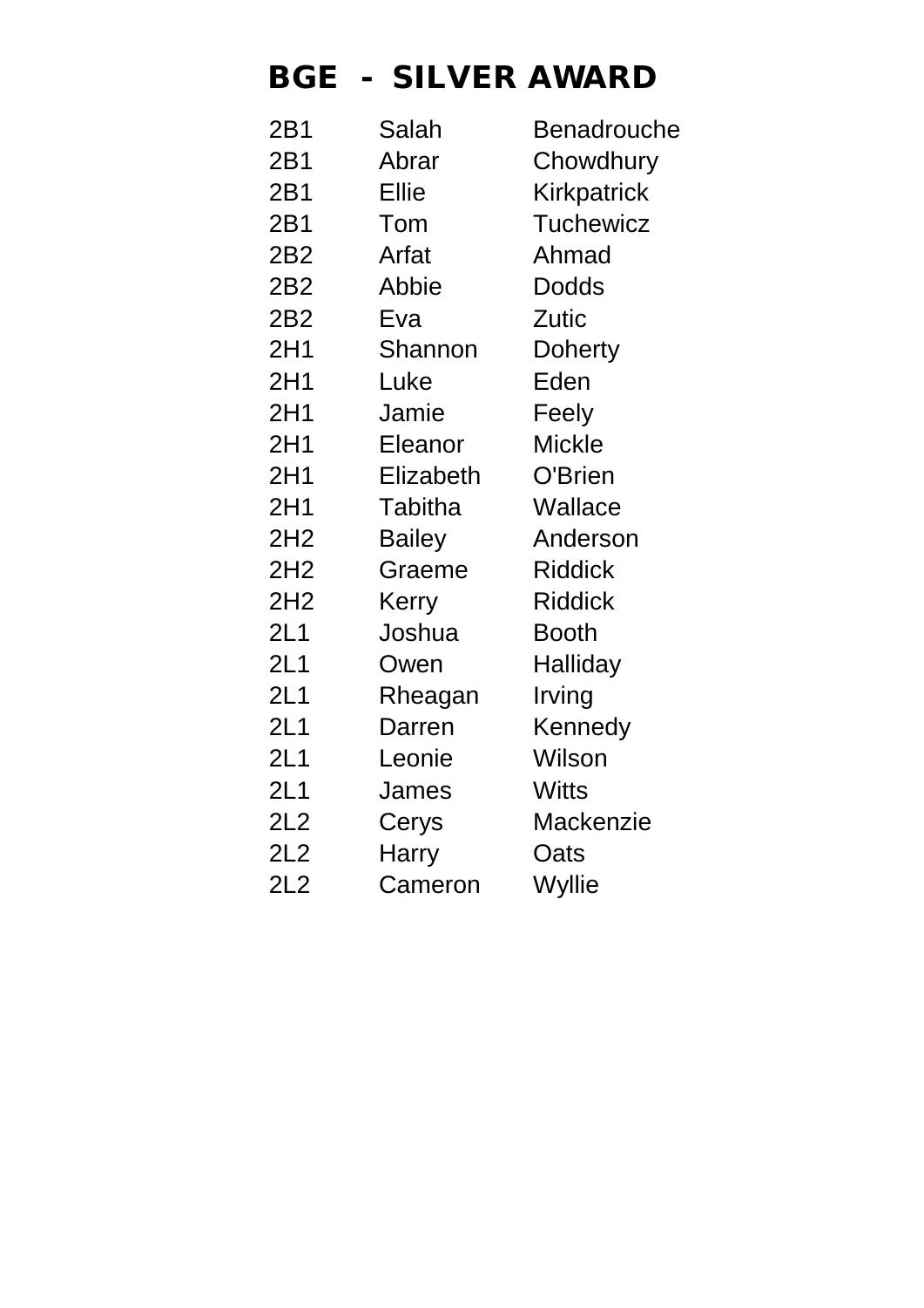# BGE - SILVER AWARD

| | | |
|---|---|---|
| 2B1 | Salah | Benadrouche |
| 2B1 | Abrar | Chowdhury |
| 2B1 | Ellie | Kirkpatrick |
| 2B1 | Tom | Tuchewicz |
| 2B2 | Arfat | Ahmad |
| 2B2 | Abbie | Dodds |
| 2B2 | Eva | Zutic |
| 2H1 | Shannon | Doherty |
| 2H1 | Luke | Eden |
| 2H1 | Jamie | Feely |
| 2H1 | Eleanor | Mickle |
| 2H1 | Elizabeth | O'Brien |
| 2H1 | Tabitha | Wallace |
| 2H2 | Bailey | Anderson |
| 2H2 | Graeme | Riddick |
| 2H2 | Kerry | Riddick |
| 2L1 | Joshua | Booth |
| 2L1 | Owen | Halliday |
| 2L1 | Rheagan | Irving |
| 2L1 | Darren | Kennedy |
| 2L1 | Leonie | Wilson |
| 2L1 | James | Witts |
| 2L2 | Cerys | Mackenzie |
| 2L2 | Harry | Oats |
| 2L2 | Cameron | Wyllie |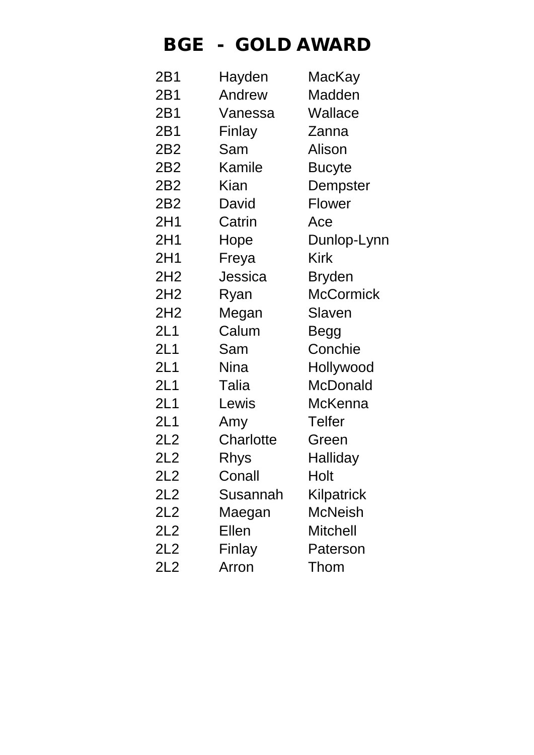# BGE - GOLD AWARD

| | | |
|---|---|---|
| 2B1 | Hayden | MacKay |
| 2B1 | Andrew | Madden |
| 2B1 | Vanessa | Wallace |
| 2B1 | Finlay | Zanna |
| 2B2 | Sam | Alison |
| 2B2 | Kamile | Bucyte |
| 2B2 | Kian | Dempster |
| 2B2 | David | Flower |
| 2H1 | Catrin | Ace |
| 2H1 | Hope | Dunlop-Lynn |
| 2H1 | Freya | Kirk |
| 2H2 | Jessica | Bryden |
| 2H2 | Ryan | McCormick |
| 2H2 | Megan | Slaven |
| 2L1 | Calum | Begg |
| 2L1 | Sam | Conchie |
| 2L1 | Nina | Hollywood |
| 2L1 | Talia | McDonald |
| 2L1 | Lewis | McKenna |
| 2L1 | Amy | Telfer |
| 2L2 | Charlotte | Green |
| 2L2 | Rhys | Halliday |
| 2L2 | Conall | Holt |
| 2L2 | Susannah | Kilpatrick |
| 2L2 | Maegan | McNeish |
| 2L2 | Ellen | Mitchell |
| 2L2 | Finlay | Paterson |
| 2L2 | Arron | Thom |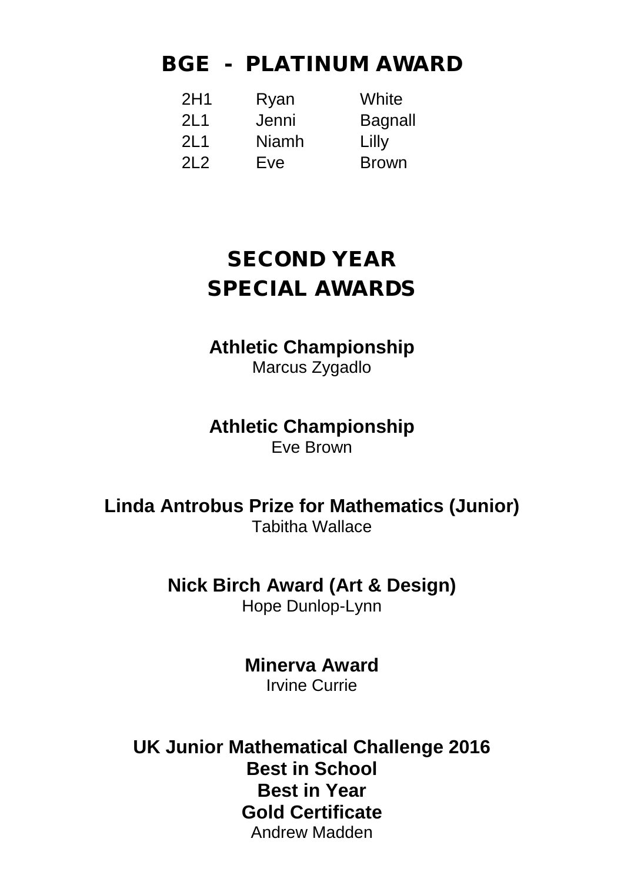## BGE - PLATINUM AWARD

| | | |
|---|---|---|
| 2H1 | Ryan | White |
| 2L1 | Jenni | Bagnall |
| 2L1 | Niamh | Lilly |
| 2L2 | Eve | Brown |

## SECOND YEAR SPECIAL AWARDS

**Athletic Championship**
Marcus Zygadlo

**Athletic Championship**
Eve Brown

**Linda Antrobus Prize for Mathematics (Junior)**
Tabitha Wallace

**Nick Birch Award (Art & Design)**
Hope Dunlop-Lynn

**Minerva Award**
Irvine Currie

**UK Junior Mathematical Challenge 2016**
**Best in School**
**Best in Year**
**Gold Certificate**
Andrew Madden